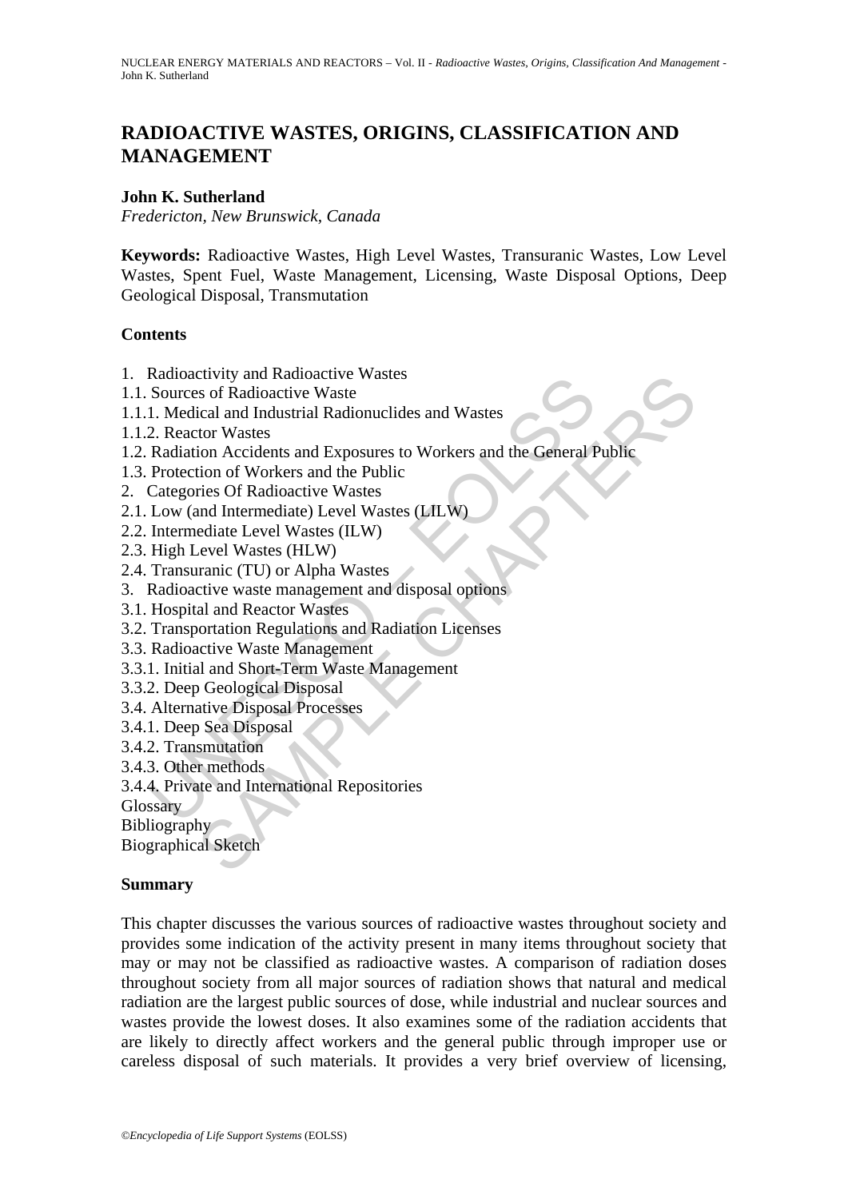# RADIOACTIVE WASTES, ORIGINS, CLASSIFICATION AND MANAGEMENT

**John K. Sutherland**
*Fredericton, New Brunswick, Canada*

**Keywords:** Radioactive Wastes, High Level Wastes, Transuranic Wastes, Low Level Wastes, Spent Fuel, Waste Management, Licensing, Waste Disposal Options, Deep Geological Disposal, Transmutation

## Contents

1. Radioactivity and Radioactive Wastes
1.1. Sources of Radioactive Waste
1.1.1. Medical and Industrial Radionuclides and Wastes
1.1.2. Reactor Wastes
1.2. Radiation Accidents and Exposures to Workers and the General Public
1.3. Protection of Workers and the Public
2. Categories Of Radioactive Wastes
2.1. Low (and Intermediate) Level Wastes (LILW)
2.2. Intermediate Level Wastes (ILW)
2.3. High Level Wastes (HLW)
2.4. Transuranic (TU) or Alpha Wastes
3. Radioactive waste management and disposal options
3.1. Hospital and Reactor Wastes
3.2. Transportation Regulations and Radiation Licenses
3.3. Radioactive Waste Management
3.3.1. Initial and Short-Term Waste Management
3.3.2. Deep Geological Disposal
3.4. Alternative Disposal Processes
3.4.1. Deep Sea Disposal
3.4.2. Transmutation
3.4.3. Other methods
3.4.4. Private and International Repositories
Glossary
Bibliography
Biographical Sketch

## Summary

This chapter discusses the various sources of radioactive wastes throughout society and provides some indication of the activity present in many items throughout society that may or may not be classified as radioactive wastes. A comparison of radiation doses throughout society from all major sources of radiation shows that natural and medical radiation are the largest public sources of dose, while industrial and nuclear sources and wastes provide the lowest doses. It also examines some of the radiation accidents that are likely to directly affect workers and the general public through improper use or careless disposal of such materials. It provides a very brief overview of licensing,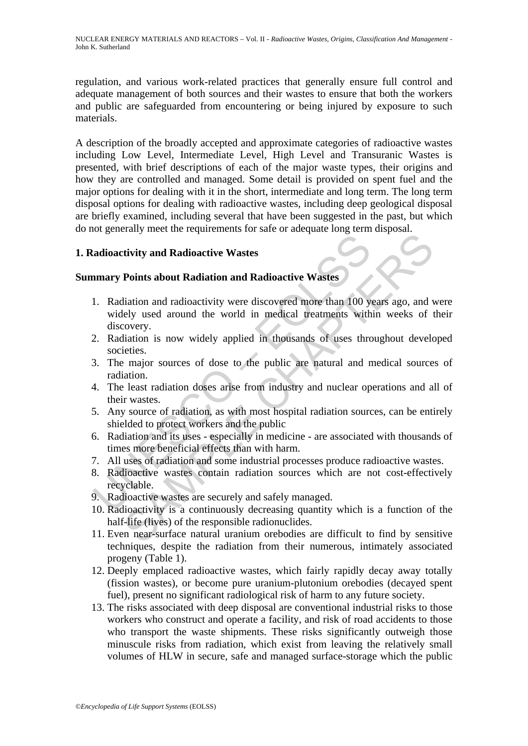regulation, and various work-related practices that generally ensure full control and adequate management of both sources and their wastes to ensure that both the workers and public are safeguarded from encountering or being injured by exposure to such materials.

A description of the broadly accepted and approximate categories of radioactive wastes including Low Level, Intermediate Level, High Level and Transuranic Wastes is presented, with brief descriptions of each of the major waste types, their origins and how they are controlled and managed. Some detail is provided on spent fuel and the major options for dealing with it in the short, intermediate and long term. The long term disposal options for dealing with radioactive wastes, including deep geological disposal are briefly examined, including several that have been suggested in the past, but which do not generally meet the requirements for safe or adequate long term disposal.

## 1. Radioactivity and Radioactive Wastes

### Summary Points about Radiation and Radioactive Wastes

1. Radiation and radioactivity were discovered more than 100 years ago, and were widely used around the world in medical treatments within weeks of their discovery.
2. Radiation is now widely applied in thousands of uses throughout developed societies.
3. The major sources of dose to the public are natural and medical sources of radiation.
4. The least radiation doses arise from industry and nuclear operations and all of their wastes.
5. Any source of radiation, as with most hospital radiation sources, can be entirely shielded to protect workers and the public
6. Radiation and its uses - especially in medicine - are associated with thousands of times more beneficial effects than with harm.
7. All uses of radiation and some industrial processes produce radioactive wastes.
8. Radioactive wastes contain radiation sources which are not cost-effectively recyclable.
9. Radioactive wastes are securely and safely managed.
10. Radioactivity is a continuously decreasing quantity which is a function of the half-life (lives) of the responsible radionuclides.
11. Even near-surface natural uranium orebodies are difficult to find by sensitive techniques, despite the radiation from their numerous, intimately associated progeny (Table 1).
12. Deeply emplaced radioactive wastes, which fairly rapidly decay away totally (fission wastes), or become pure uranium-plutonium orebodies (decayed spent fuel), present no significant radiological risk of harm to any future society.
13. The risks associated with deep disposal are conventional industrial risks to those workers who construct and operate a facility, and risk of road accidents to those who transport the waste shipments. These risks significantly outweigh those minuscule risks from radiation, which exist from leaving the relatively small volumes of HLW in secure, safe and managed surface-storage which the public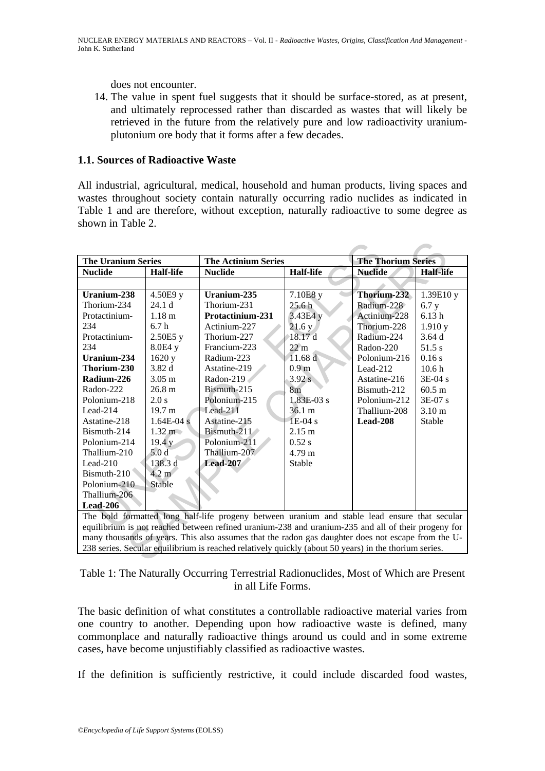does not encounter.

14. The value in spent fuel suggests that it should be surface-stored, as at present, and ultimately reprocessed rather than discarded as wastes that will likely be retrieved in the future from the relatively pure and low radioactivity uranium-plutonium ore body that it forms after a few decades.

### 1.1. Sources of Radioactive Waste

All industrial, agricultural, medical, household and human products, living spaces and wastes throughout society contain naturally occurring radio nuclides as indicated in Table 1 and are therefore, without exception, naturally radioactive to some degree as shown in Table 2.

| **The Uranium Series** | | **The Actinium Series** | | **The Thorium Series** | |
|---|---|---|---|---|---|
| **Nuclide** | **Half-life** | **Nuclide** | **Half-life** | **Nuclide** | **Half-life** |
| | | | | | |
| **Uranium-238** | 4.50E9 y | **Uranium-235** | 7.10E8 y | **Thorium-232** | 1.39E10 y |
| Thorium-234 | 24.1 d | Thorium-231 | 25.6 h | Radium-228 | 6.7 y |
| Protactinium- | 1.18 m | **Protactinium-231** | 3.43E4 y | Actinium-228 | 6.13 h |
| 234 | 6.7 h | Actinium-227 | 21.6 y | Thorium-228 | 1.910 y |
| Protactinium- | 2.50E5 y | Thorium-227 | 18.17 d | Radium-224 | 3.64 d |
| 234 | 8.0E4 y | Francium-223 | 22 m | Radon-220 | 51.5 s |
| **Uranium-234** | 1620 y | Radium-223 | 11.68 d | Polonium-216 | 0.16 s |
| **Thorium-230** | 3.82 d | Astatine-219 | 0.9 m | Lead-212 | 10.6 h |
| **Radium-226** | 3.05 m | Radon-219 | 3.92 s | Astatine-216 | 3E-04 s |
| Radon-222 | 26.8 m | Bismuth-215 | 8m | Bismuth-212 | 60.5 m |
| Polonium-218 | 2.0 s | Polonium-215 | 1.83E-03 s | Polonium-212 | 3E-07 s |
| Lead-214 | 19.7 m | Lead-211 | 36.1 m | Thallium-208 | 3.10 m |
| Astatine-218 | 1.64E-04 s | Astatine-215 | 1E-04 s | **Lead-208** | Stable |
| Bismuth-214 | 1.32 m | Bismuth-211 | 2.15 m | | |
| Polonium-214 | 19.4 y | Polonium-211 | 0.52 s | | |
| Thallium-210 | 5.0 d | Thallium-207 | 4.79 m | | |
| Lead-210 | 138.3 d | **Lead-207** | Stable | | |
| Bismuth-210 | 4.2 m | | | | |
| Polonium-210 | Stable | | | | |
| Thallium-206 | | | | | |
| **Lead-206** | | | | | |

The bold formatted long half-life progeny between uranium and stable lead ensure that secular equilibrium is not reached between refined uranium-238 and uranium-235 and all of their progeny for many thousands of years. This also assumes that the radon gas daughter does not escape from the U-238 series. Secular equilibrium is reached relatively quickly (about 50 years) in the thorium series.

Table 1: The Naturally Occurring Terrestrial Radionuclides, Most of Which are Present in all Life Forms.

The basic definition of what constitutes a controllable radioactive material varies from one country to another. Depending upon how radioactive waste is defined, many commonplace and naturally radioactive things around us could and in some extreme cases, have become unjustifiably classified as radioactive wastes.

If the definition is sufficiently restrictive, it could include discarded food wastes,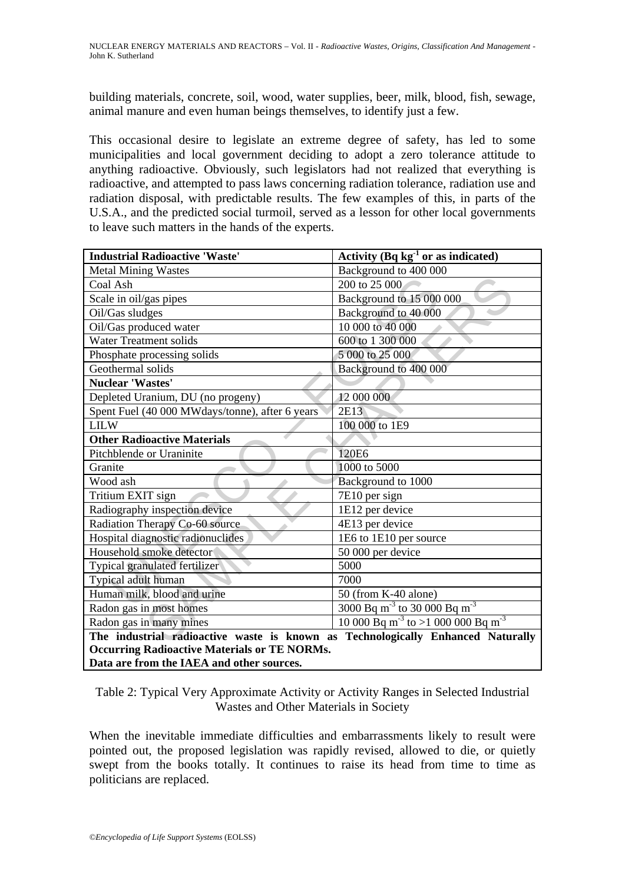building materials, concrete, soil, wood, water supplies, beer, milk, blood, fish, sewage, animal manure and even human beings themselves, to identify just a few.

This occasional desire to legislate an extreme degree of safety, has led to some municipalities and local government deciding to adopt a zero tolerance attitude to anything radioactive. Obviously, such legislators had not realized that everything is radioactive, and attempted to pass laws concerning radiation tolerance, radiation use and radiation disposal, with predictable results. The few examples of this, in parts of the U.S.A., and the predicted social turmoil, served as a lesson for other local governments to leave such matters in the hands of the experts.

| **Industrial Radioactive 'Waste'** | **Activity (Bq kg$^{-1}$ or as indicated)** |
|---|---|
| Metal Mining Wastes | Background to 400 000 |
| Coal Ash | 200 to 25 000 |
| Scale in oil/gas pipes | Background to 15 000 000 |
| Oil/Gas sludges | Background to 40 000 |
| Oil/Gas produced water | 10 000 to 40 000 |
| Water Treatment solids | 600 to 1 300 000 |
| Phosphate processing solids | 5 000 to 25 000 |
| Geothermal solids | Background to 400 000 |
| **Nuclear 'Wastes'** | |
| Depleted Uranium, DU (no progeny) | 12 000 000 |
| Spent Fuel (40 000 MWdays/tonne), after 6 years | 2E13 |
| LILW | 100 000 to 1E9 |
| **Other Radioactive Materials** | |
| Pitchblende or Uraninite | 120E6 |
| Granite | 1000 to 5000 |
| Wood ash | Background to 1000 |
| Tritium EXIT sign | 7E10 per sign |
| Radiography inspection device | 1E12 per device |
| Radiation Therapy Co-60 source | 4E13 per device |
| Hospital diagnostic radionuclides | 1E6 to 1E10 per source |
| Household smoke detector | 50 000 per device |
| Typical granulated fertilizer | 5000 |
| Typical adult human | 7000 |
| Human milk, blood and urine | 50 (from K-40 alone) |
| Radon gas in most homes | 3000 Bq m$^{-3}$ to 30 000 Bq m$^{-3}$ |
| Radon gas in many mines | 10 000 Bq m$^{-3}$ to >1 000 000 Bq m$^{-3}$ |
| **The industrial radioactive waste is known as Technologically Enhanced Naturally Occurring Radioactive Materials or TE NORMs. Data are from the IAEA and other sources.** | |

Table 2: Typical Very Approximate Activity or Activity Ranges in Selected Industrial Wastes and Other Materials in Society

When the inevitable immediate difficulties and embarrassments likely to result were pointed out, the proposed legislation was rapidly revised, allowed to die, or quietly swept from the books totally. It continues to raise its head from time to time as politicians are replaced.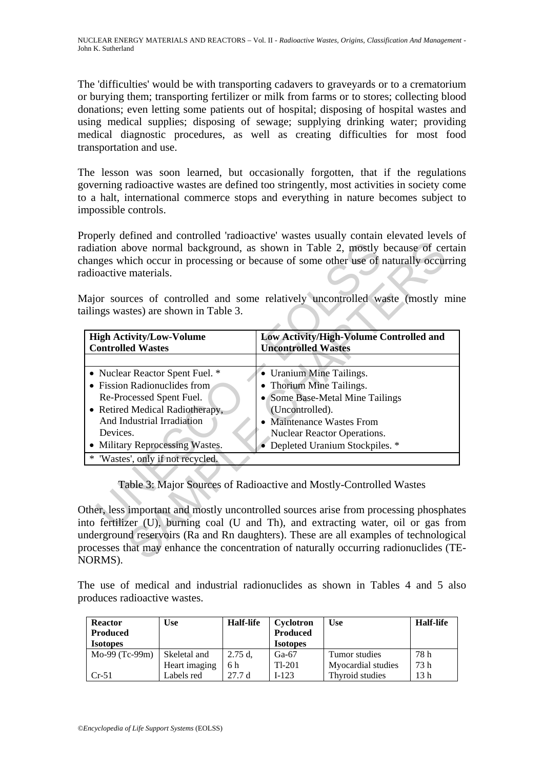The 'difficulties' would be with transporting cadavers to graveyards or to a crematorium or burying them; transporting fertilizer or milk from farms or to stores; collecting blood donations; even letting some patients out of hospital; disposing of hospital wastes and using medical supplies; disposing of sewage; supplying drinking water; providing medical diagnostic procedures, as well as creating difficulties for most food transportation and use.

The lesson was soon learned, but occasionally forgotten, that if the regulations governing radioactive wastes are defined too stringently, most activities in society come to a halt, international commerce stops and everything in nature becomes subject to impossible controls.

Properly defined and controlled 'radioactive' wastes usually contain elevated levels of radiation above normal background, as shown in Table 2, mostly because of certain changes which occur in processing or because of some other use of naturally occurring radioactive materials.

Major sources of controlled and some relatively uncontrolled waste (mostly mine tailings wastes) are shown in Table 3.

| **High Activity/Low-Volume Controlled Wastes** | **Low Activity/High-Volume Controlled and Uncontrolled Wastes** |
|---|---|
| | |
| • Nuclear Reactor Spent Fuel. * <br> • Fission Radionuclides from Re-Processed Spent Fuel. <br> • Retired Medical Radiotherapy, And Industrial Irradiation Devices. <br> • Military Reprocessing Wastes. | • Uranium Mine Tailings. <br> • Thorium Mine Tailings. <br> • Some Base-Metal Mine Tailings (Uncontrolled). <br> • Maintenance Wastes From Nuclear Reactor Operations. <br> • Depleted Uranium Stockpiles. * |
| * 'Wastes', only if not recycled. | |

Table 3: Major Sources of Radioactive and Mostly-Controlled Wastes

Other, less important and mostly uncontrolled sources arise from processing phosphates into fertilizer (U), burning coal (U and Th), and extracting water, oil or gas from underground reservoirs (Ra and Rn daughters). These are all examples of technological processes that may enhance the concentration of naturally occurring radionuclides (TE-NORMS).

The use of medical and industrial radionuclides as shown in Tables 4 and 5 also produces radioactive wastes.

| **Reactor Produced Isotopes** | **Use** | **Half-life** | **Cyclotron Produced Isotopes** | **Use** | **Half-life** |
|---|---|---|---|---|---|
| Mo-99 (Tc-99m) | Skeletal and Heart imaging | 2.75 d, 6 h | Ga-67 <br> Tl-201 | Tumor studies <br> Myocardial studies | 78 h <br> 73 h |
| Cr-51 | Labels red | 27.7 d | I-123 | Thyroid studies | 13 h |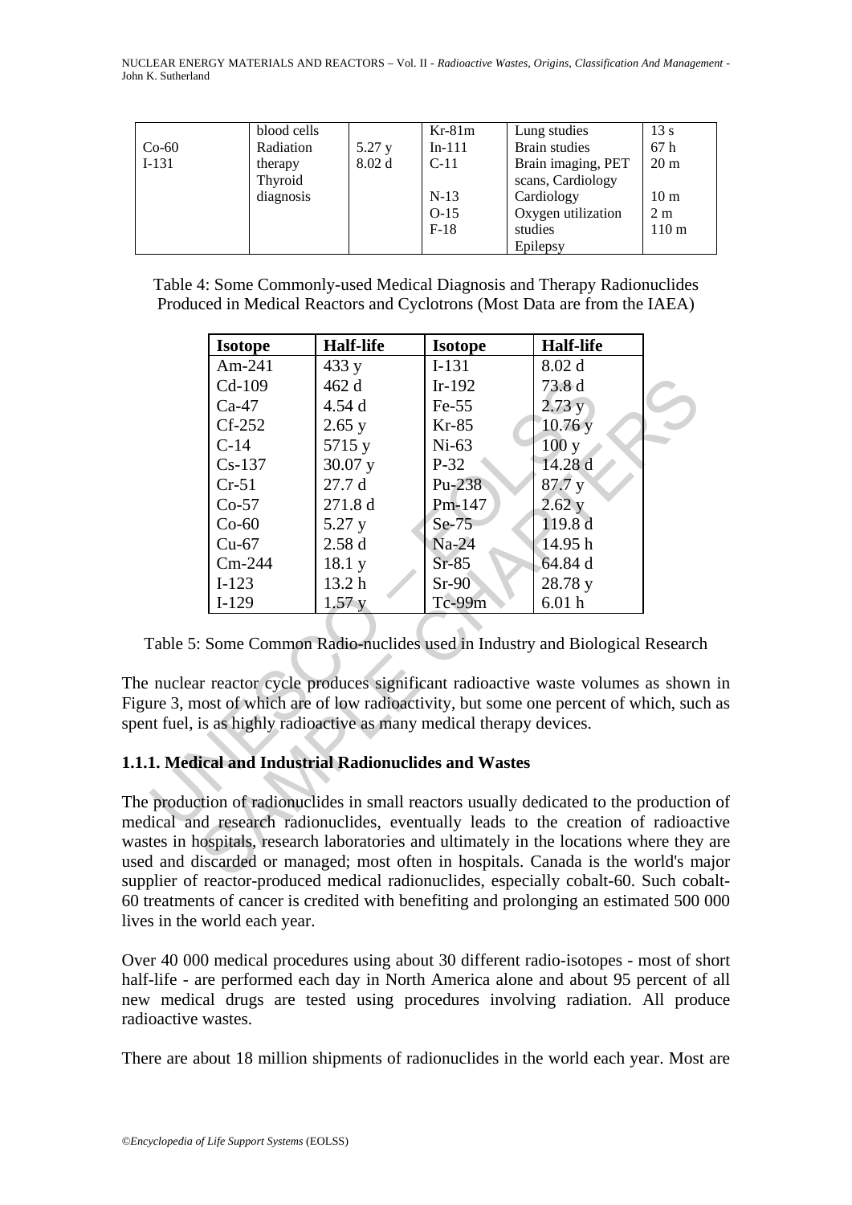|  | blood cells |  | Kr-81m | Lung studies | 13 s |
|---|---|---|---|---|---|
| Co-60 | Radiation | 5.27 y | In-111 | Brain studies | 67 h |
| I-131 | therapy | 8.02 d | C-11 | Brain imaging, PET | 20 m |
|  | Thyroid |  |  | scans, Cardiology |  |
|  | diagnosis |  | N-13 | Cardiology | 10 m |
|  |  |  | O-15 | Oxygen utilization | 2 m |
|  |  |  | F-18 | studies | 110 m |
|  |  |  |  | Epilepsy |  |

Table 4: Some Commonly-used Medical Diagnosis and Therapy Radionuclides Produced in Medical Reactors and Cyclotrons (Most Data are from the IAEA)

| Isotope | Half-life | Isotope | Half-life |
|---|---|---|---|
| Am-241 | 433 y | I-131 | 8.02 d |
| Cd-109 | 462 d | Ir-192 | 73.8 d |
| Ca-47 | 4.54 d | Fe-55 | 2.73 y |
| Cf-252 | 2.65 y | Kr-85 | 10.76 y |
| C-14 | 5715 y | Ni-63 | 100 y |
| Cs-137 | 30.07 y | P-32 | 14.28 d |
| Cr-51 | 27.7 d | Pu-238 | 87.7 y |
| Co-57 | 271.8 d | Pm-147 | 2.62 y |
| Co-60 | 5.27 y | Se-75 | 119.8 d |
| Cu-67 | 2.58 d | Na-24 | 14.95 h |
| Cm-244 | 18.1 y | Sr-85 | 64.84 d |
| I-123 | 13.2 h | Sr-90 | 28.78 y |
| I-129 | 1.57 y | Tc-99m | 6.01 h |

Table 5: Some Common Radio-nuclides used in Industry and Biological Research

The nuclear reactor cycle produces significant radioactive waste volumes as shown in Figure 3, most of which are of low radioactivity, but some one percent of which, such as spent fuel, is as highly radioactive as many medical therapy devices.

### 1.1.1. Medical and Industrial Radionuclides and Wastes

The production of radionuclides in small reactors usually dedicated to the production of medical and research radionuclides, eventually leads to the creation of radioactive wastes in hospitals, research laboratories and ultimately in the locations where they are used and discarded or managed; most often in hospitals. Canada is the world's major supplier of reactor-produced medical radionuclides, especially cobalt-60. Such cobalt-60 treatments of cancer is credited with benefiting and prolonging an estimated 500 000 lives in the world each year.

Over 40 000 medical procedures using about 30 different radio-isotopes - most of short half-life - are performed each day in North America alone and about 95 percent of all new medical drugs are tested using procedures involving radiation. All produce radioactive wastes.

There are about 18 million shipments of radionuclides in the world each year. Most are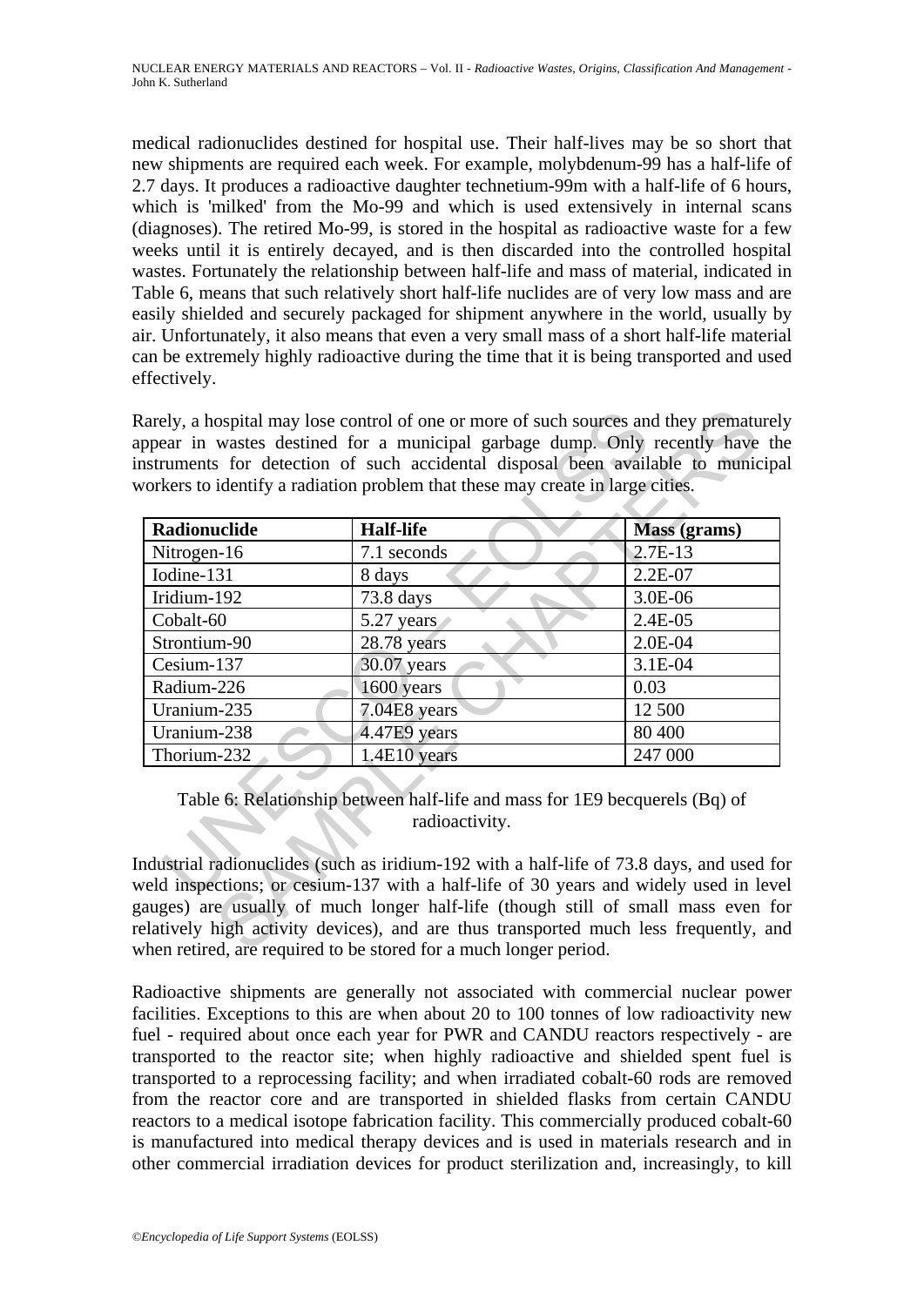medical radionuclides destined for hospital use. Their half-lives may be so short that new shipments are required each week. For example, molybdenum-99 has a half-life of 2.7 days. It produces a radioactive daughter technetium-99m with a half-life of 6 hours, which is 'milked' from the Mo-99 and which is used extensively in internal scans (diagnoses). The retired Mo-99, is stored in the hospital as radioactive waste for a few weeks until it is entirely decayed, and is then discarded into the controlled hospital wastes. Fortunately the relationship between half-life and mass of material, indicated in Table 6, means that such relatively short half-life nuclides are of very low mass and are easily shielded and securely packaged for shipment anywhere in the world, usually by air. Unfortunately, it also means that even a very small mass of a short half-life material can be extremely highly radioactive during the time that it is being transported and used effectively.

Rarely, a hospital may lose control of one or more of such sources and they prematurely appear in wastes destined for a municipal garbage dump. Only recently have the instruments for detection of such accidental disposal been available to municipal workers to identify a radiation problem that these may create in large cities.

| Radionuclide | Half-life | Mass (grams) |
|---|---|---|
| Nitrogen-16 | 7.1 seconds | 2.7E-13 |
| Iodine-131 | 8 days | 2.2E-07 |
| Iridium-192 | 73.8 days | 3.0E-06 |
| Cobalt-60 | 5.27 years | 2.4E-05 |
| Strontium-90 | 28.78 years | 2.0E-04 |
| Cesium-137 | 30.07 years | 3.1E-04 |
| Radium-226 | 1600 years | 0.03 |
| Uranium-235 | 7.04E8 years | 12 500 |
| Uranium-238 | 4.47E9 years | 80 400 |
| Thorium-232 | 1.4E10 years | 247 000 |

Table 6: Relationship between half-life and mass for 1E9 becquerels (Bq) of radioactivity.

Industrial radionuclides (such as iridium-192 with a half-life of 73.8 days, and used for weld inspections; or cesium-137 with a half-life of 30 years and widely used in level gauges) are usually of much longer half-life (though still of small mass even for relatively high activity devices), and are thus transported much less frequently, and when retired, are required to be stored for a much longer period.

Radioactive shipments are generally not associated with commercial nuclear power facilities. Exceptions to this are when about 20 to 100 tonnes of low radioactivity new fuel - required about once each year for PWR and CANDU reactors respectively - are transported to the reactor site; when highly radioactive and shielded spent fuel is transported to a reprocessing facility; and when irradiated cobalt-60 rods are removed from the reactor core and are transported in shielded flasks from certain CANDU reactors to a medical isotope fabrication facility. This commercially produced cobalt-60 is manufactured into medical therapy devices and is used in materials research and in other commercial irradiation devices for product sterilization and, increasingly, to kill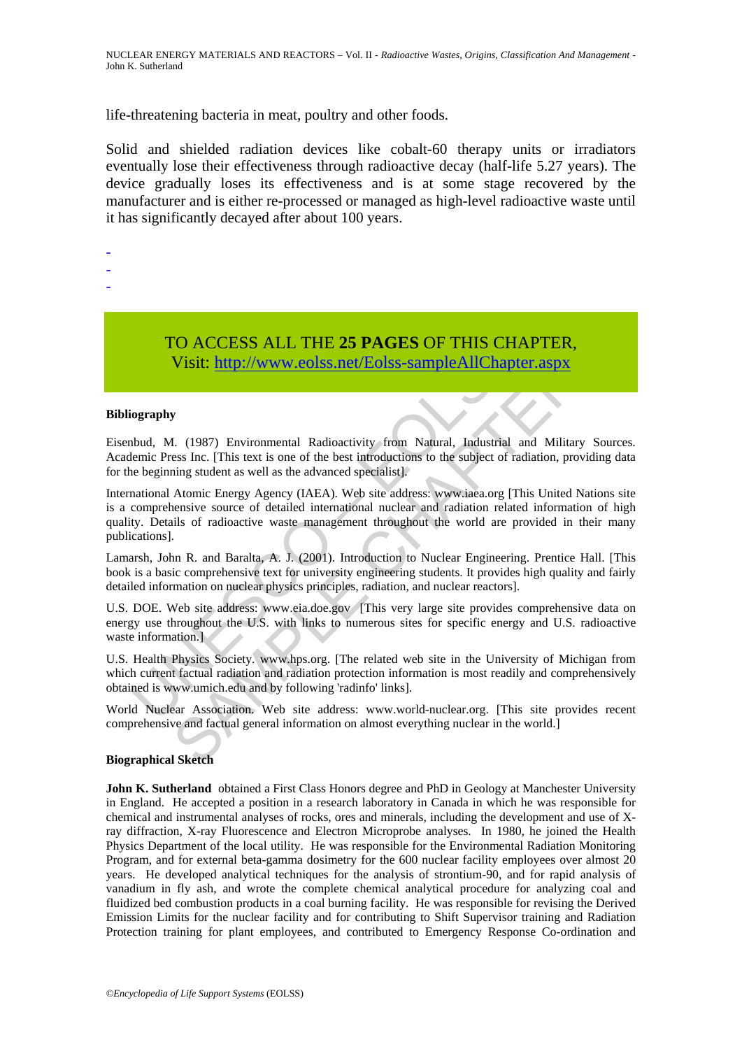life-threatening bacteria in meat, poultry and other foods.

Solid and shielded radiation devices like cobalt-60 therapy units or irradiators eventually lose their effectiveness through radioactive decay (half-life 5.27 years). The device gradually loses its effectiveness and is at some stage recovered by the manufacturer and is either re-processed or managed as high-level radioactive waste until it has significantly decayed after about 100 years.

-
-
-

TO ACCESS ALL THE **25 PAGES** OF THIS CHAPTER,
Visit: http://www.eolss.net/Eolss-sampleAllChapter.aspx

**Bibliography**

Eisenbud, M. (1987) Environmental Radioactivity from Natural, Industrial and Military Sources. Academic Press Inc. [This text is one of the best introductions to the subject of radiation, providing data for the beginning student as well as the advanced specialist].

International Atomic Energy Agency (IAEA). Web site address: www.iaea.org [This United Nations site is a comprehensive source of detailed international nuclear and radiation related information of high quality. Details of radioactive waste management throughout the world are provided in their many publications].

Lamarsh, John R. and Baralta, A. J. (2001). Introduction to Nuclear Engineering. Prentice Hall. [This book is a basic comprehensive text for university engineering students. It provides high quality and fairly detailed information on nuclear physics principles, radiation, and nuclear reactors].

U.S. DOE. Web site address: www.eia.doe.gov [This very large site provides comprehensive data on energy use throughout the U.S. with links to numerous sites for specific energy and U.S. radioactive waste information.]

U.S. Health Physics Society. www.hps.org. [The related web site in the University of Michigan from which current factual radiation and radiation protection information is most readily and comprehensively obtained is www.umich.edu and by following 'radinfo' links].

World Nuclear Association. Web site address: www.world-nuclear.org. [This site provides recent comprehensive and factual general information on almost everything nuclear in the world.]

**Biographical Sketch**

**John K. Sutherland** obtained a First Class Honors degree and PhD in Geology at Manchester University in England. He accepted a position in a research laboratory in Canada in which he was responsible for chemical and instrumental analyses of rocks, ores and minerals, including the development and use of X-ray diffraction, X-ray Fluorescence and Electron Microprobe analyses. In 1980, he joined the Health Physics Department of the local utility. He was responsible for the Environmental Radiation Monitoring Program, and for external beta-gamma dosimetry for the 600 nuclear facility employees over almost 20 years. He developed analytical techniques for the analysis of strontium-90, and for rapid analysis of vanadium in fly ash, and wrote the complete chemical analytical procedure for analyzing coal and fluidized bed combustion products in a coal burning facility. He was responsible for revising the Derived Emission Limits for the nuclear facility and for contributing to Shift Supervisor training and Radiation Protection training for plant employees, and contributed to Emergency Response Co-ordination and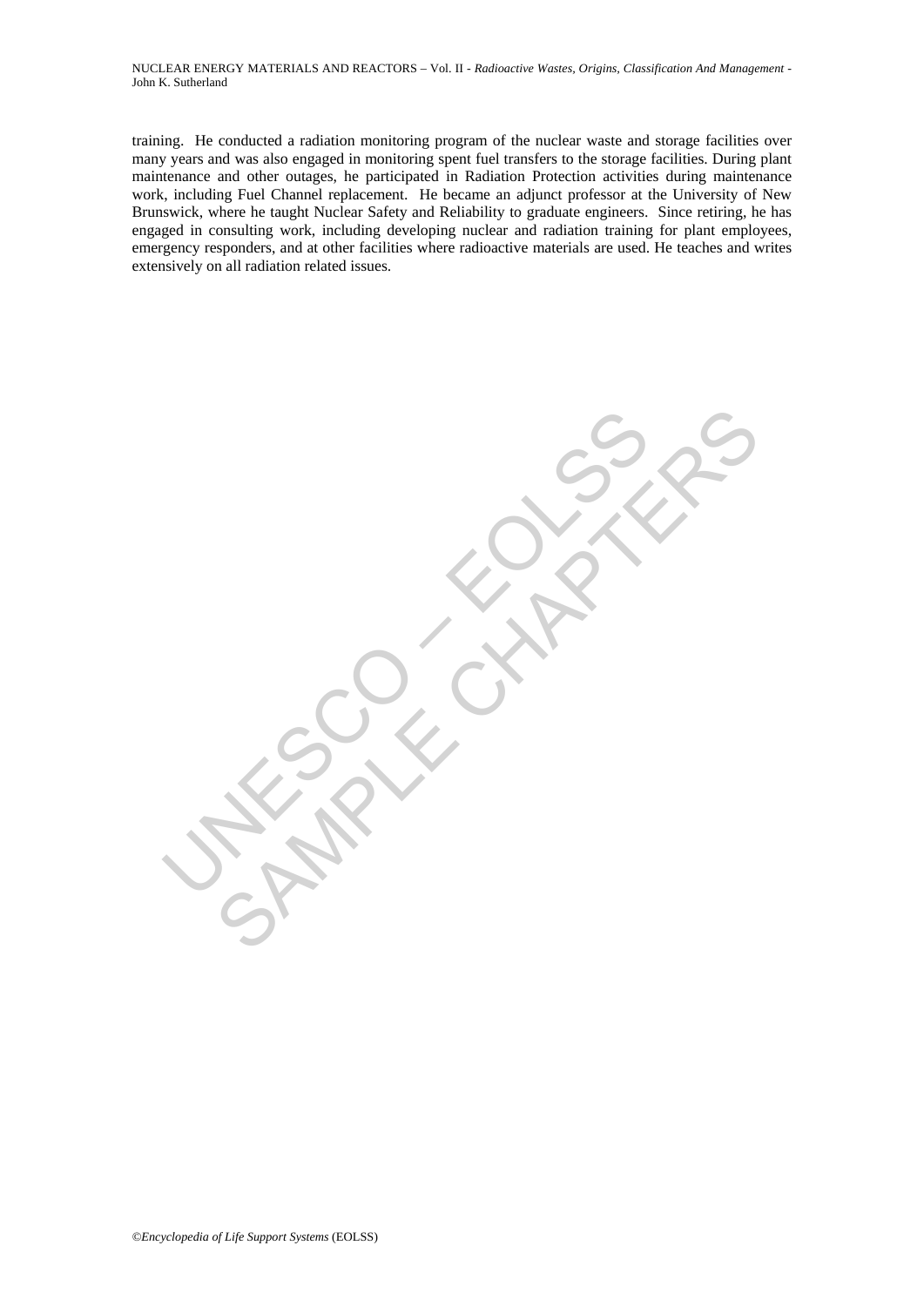training. He conducted a radiation monitoring program of the nuclear waste and storage facilities over many years and was also engaged in monitoring spent fuel transfers to the storage facilities. During plant maintenance and other outages, he participated in Radiation Protection activities during maintenance work, including Fuel Channel replacement. He became an adjunct professor at the University of New Brunswick, where he taught Nuclear Safety and Reliability to graduate engineers. Since retiring, he has engaged in consulting work, including developing nuclear and radiation training for plant employees, emergency responders, and at other facilities where radioactive materials are used. He teaches and writes extensively on all radiation related issues.